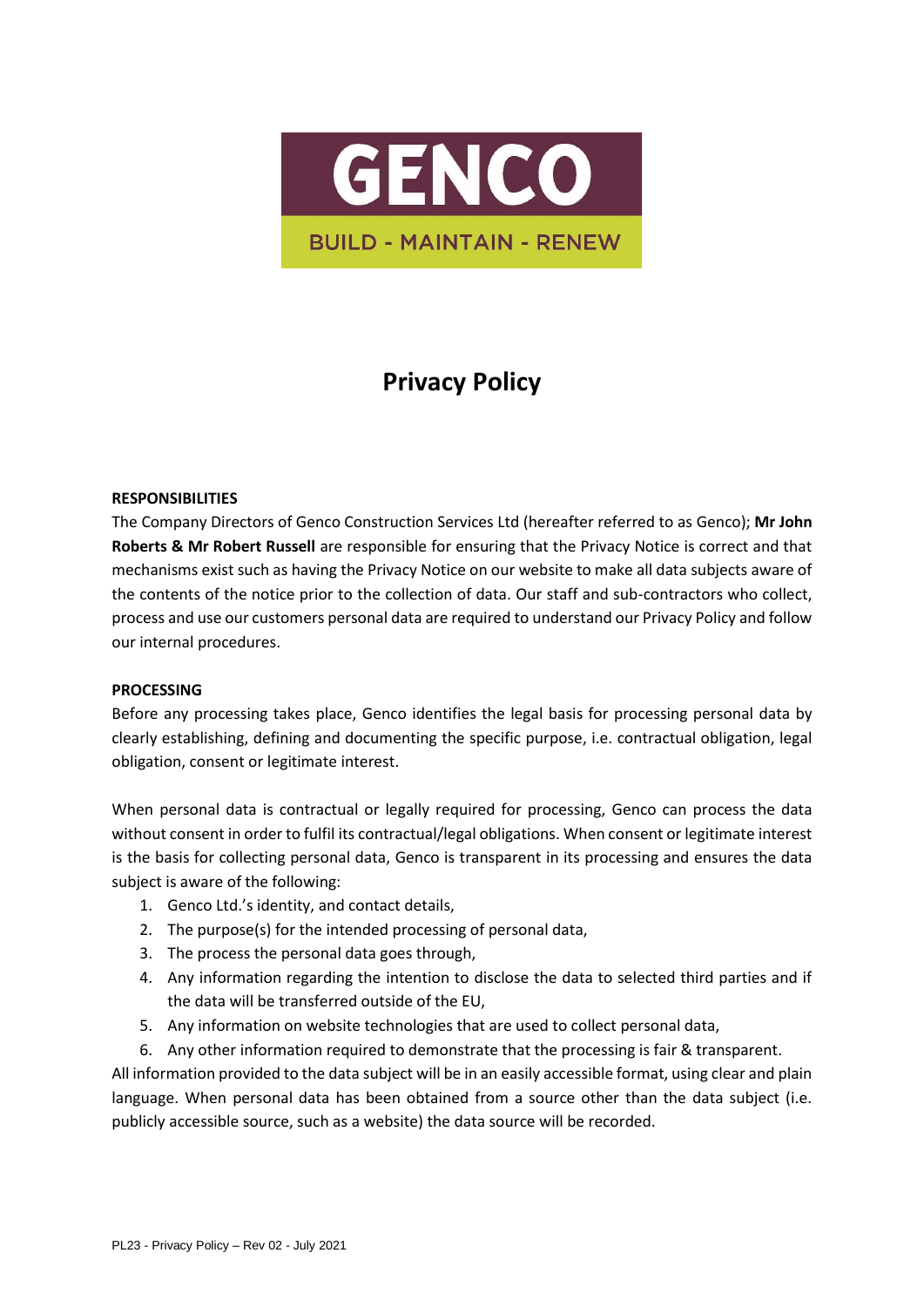GENCO

BUILD - MAINTAIN - RENEW

# Privacy Policy

**RESPONSIBILITIES**

The Company Directors of Genco Construction Services Ltd (hereafter referred to as Genco); **Mr John Roberts & Mr Robert Russell** are responsible for ensuring that the Privacy Notice is correct and that mechanisms exist such as having the Privacy Notice on our website to make all data subjects aware of the contents of the notice prior to the collection of data. Our staff and sub-contractors who collect, process and use our customers personal data are required to understand our Privacy Policy and follow our internal procedures.

**PROCESSING**

Before any processing takes place, Genco identifies the legal basis for processing personal data by clearly establishing, defining and documenting the specific purpose, i.e. contractual obligation, legal obligation, consent or legitimate interest.

When personal data is contractual or legally required for processing, Genco can process the data without consent in order to fulfil its contractual/legal obligations. When consent or legitimate interest is the basis for collecting personal data, Genco is transparent in its processing and ensures the data subject is aware of the following:

1. Genco Ltd.'s identity, and contact details,
2. The purpose(s) for the intended processing of personal data,
3. The process the personal data goes through,
4. Any information regarding the intention to disclose the data to selected third parties and if the data will be transferred outside of the EU,
5. Any information on website technologies that are used to collect personal data,
6. Any other information required to demonstrate that the processing is fair & transparent.

All information provided to the data subject will be in an easily accessible format, using clear and plain language. When personal data has been obtained from a source other than the data subject (i.e. publicly accessible source, such as a website) the data source will be recorded.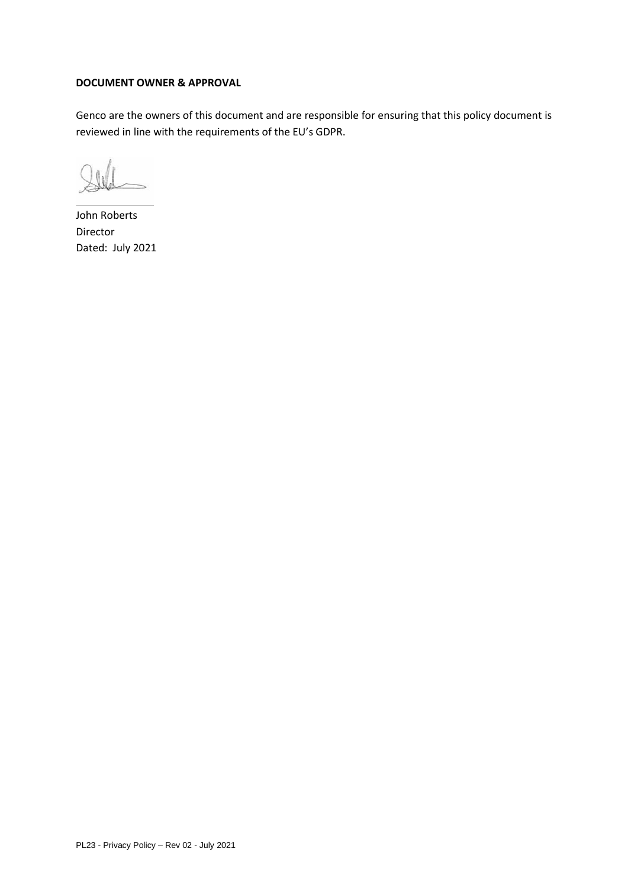**DOCUMENT OWNER & APPROVAL**

Genco are the owners of this document and are responsible for ensuring that this policy document is reviewed in line with the requirements of the EU's GDPR.

John Roberts
Director
Dated: July 2021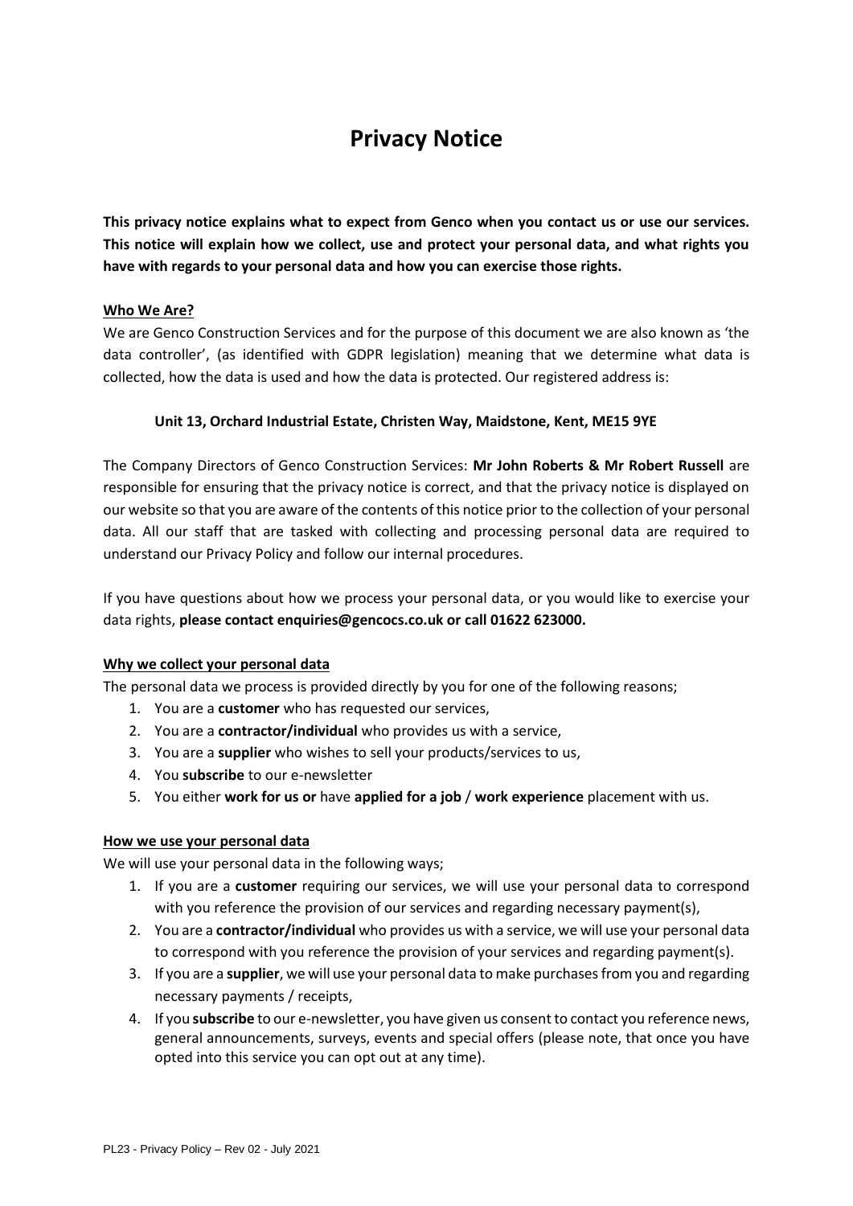# Privacy Notice

**This privacy notice explains what to expect from Genco when you contact us or use our services. This notice will explain how we collect, use and protect your personal data, and what rights you have with regards to your personal data and how you can exercise those rights.**

## Who We Are?

We are Genco Construction Services and for the purpose of this document we are also known as 'the data controller', (as identified with GDPR legislation) meaning that we determine what data is collected, how the data is used and how the data is protected. Our registered address is:

**Unit 13, Orchard Industrial Estate, Christen Way, Maidstone, Kent, ME15 9YE**

The Company Directors of Genco Construction Services: **Mr John Roberts & Mr Robert Russell** are responsible for ensuring that the privacy notice is correct, and that the privacy notice is displayed on our website so that you are aware of the contents of this notice prior to the collection of your personal data. All our staff that are tasked with collecting and processing personal data are required to understand our Privacy Policy and follow our internal procedures.

If you have questions about how we process your personal data, or you would like to exercise your data rights, **please contact enquiries@gencocs.co.uk or call 01622 623000.**

## Why we collect your personal data

The personal data we process is provided directly by you for one of the following reasons;

1. You are a **customer** who has requested our services,
2. You are a **contractor/individual** who provides us with a service,
3. You are a **supplier** who wishes to sell your products/services to us,
4. You **subscribe** to our e-newsletter
5. You either **work for us or** have **applied for a job** / **work experience** placement with us.

## How we use your personal data

We will use your personal data in the following ways;

1. If you are a **customer** requiring our services, we will use your personal data to correspond with you reference the provision of our services and regarding necessary payment(s),
2. You are a **contractor/individual** who provides us with a service, we will use your personal data to correspond with you reference the provision of your services and regarding payment(s).
3. If you are a **supplier**, we will use your personal data to make purchases from you and regarding necessary payments / receipts,
4. If you **subscribe** to our e-newsletter, you have given us consent to contact you reference news, general announcements, surveys, events and special offers (please note, that once you have opted into this service you can opt out at any time).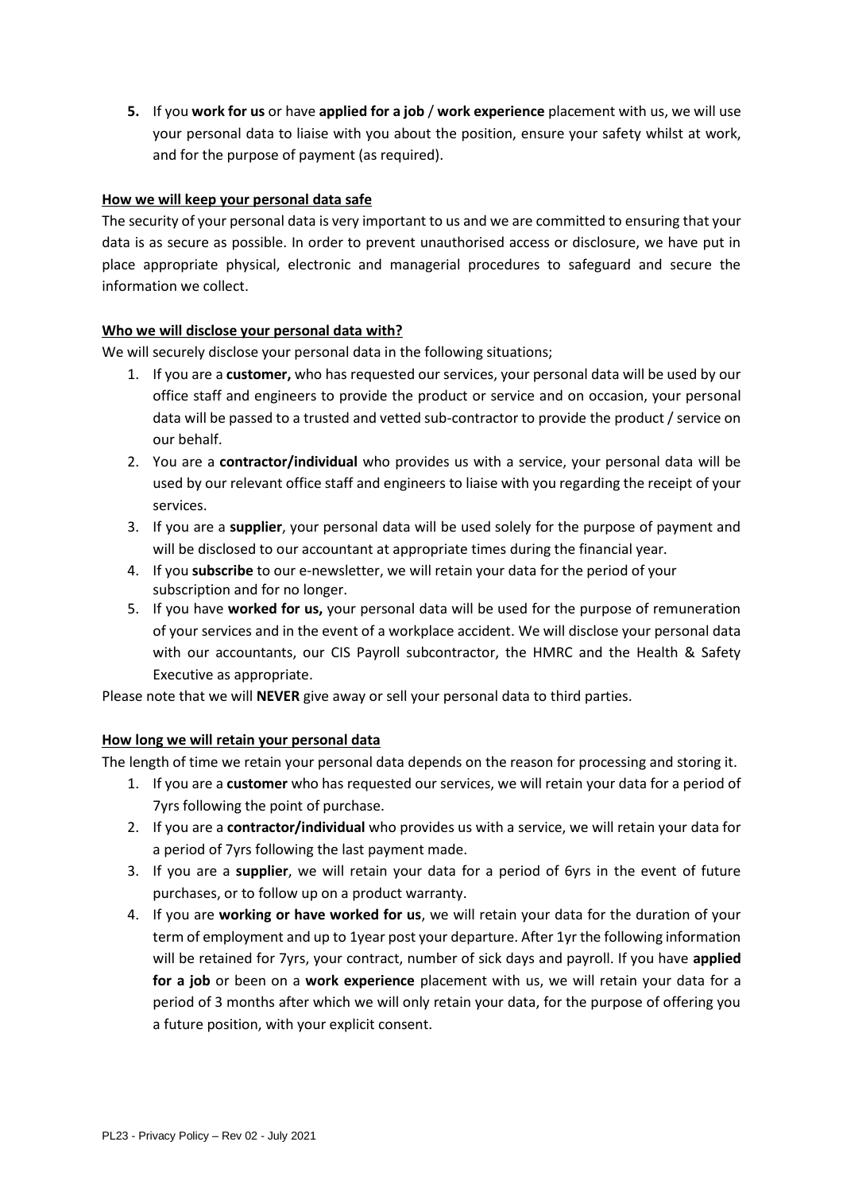5. If you **work for us** or have **applied for a job** / **work experience** placement with us, we will use your personal data to liaise with you about the position, ensure your safety whilst at work, and for the purpose of payment (as required).

**How we will keep your personal data safe**

The security of your personal data is very important to us and we are committed to ensuring that your data is as secure as possible. In order to prevent unauthorised access or disclosure, we have put in place appropriate physical, electronic and managerial procedures to safeguard and secure the information we collect.

**Who we will disclose your personal data with?**

We will securely disclose your personal data in the following situations;

1. If you are a **customer,** who has requested our services, your personal data will be used by our office staff and engineers to provide the product or service and on occasion, your personal data will be passed to a trusted and vetted sub-contractor to provide the product / service on our behalf.
2. You are a **contractor/individual** who provides us with a service, your personal data will be used by our relevant office staff and engineers to liaise with you regarding the receipt of your services.
3. If you are a **supplier**, your personal data will be used solely for the purpose of payment and will be disclosed to our accountant at appropriate times during the financial year.
4. If you **subscribe** to our e-newsletter, we will retain your data for the period of your subscription and for no longer.
5. If you have **worked for us,** your personal data will be used for the purpose of remuneration of your services and in the event of a workplace accident. We will disclose your personal data with our accountants, our CIS Payroll subcontractor, the HMRC and the Health & Safety Executive as appropriate.

Please note that we will **NEVER** give away or sell your personal data to third parties.

**How long we will retain your personal data**

The length of time we retain your personal data depends on the reason for processing and storing it.

1. If you are a **customer** who has requested our services, we will retain your data for a period of 7yrs following the point of purchase.
2. If you are a **contractor/individual** who provides us with a service, we will retain your data for a period of 7yrs following the last payment made.
3. If you are a **supplier**, we will retain your data for a period of 6yrs in the event of future purchases, or to follow up on a product warranty.
4. If you are **working or have worked for us**, we will retain your data for the duration of your term of employment and up to 1year post your departure. After 1yr the following information will be retained for 7yrs, your contract, number of sick days and payroll. If you have **applied for a job** or been on a **work experience** placement with us, we will retain your data for a period of 3 months after which we will only retain your data, for the purpose of offering you a future position, with your explicit consent.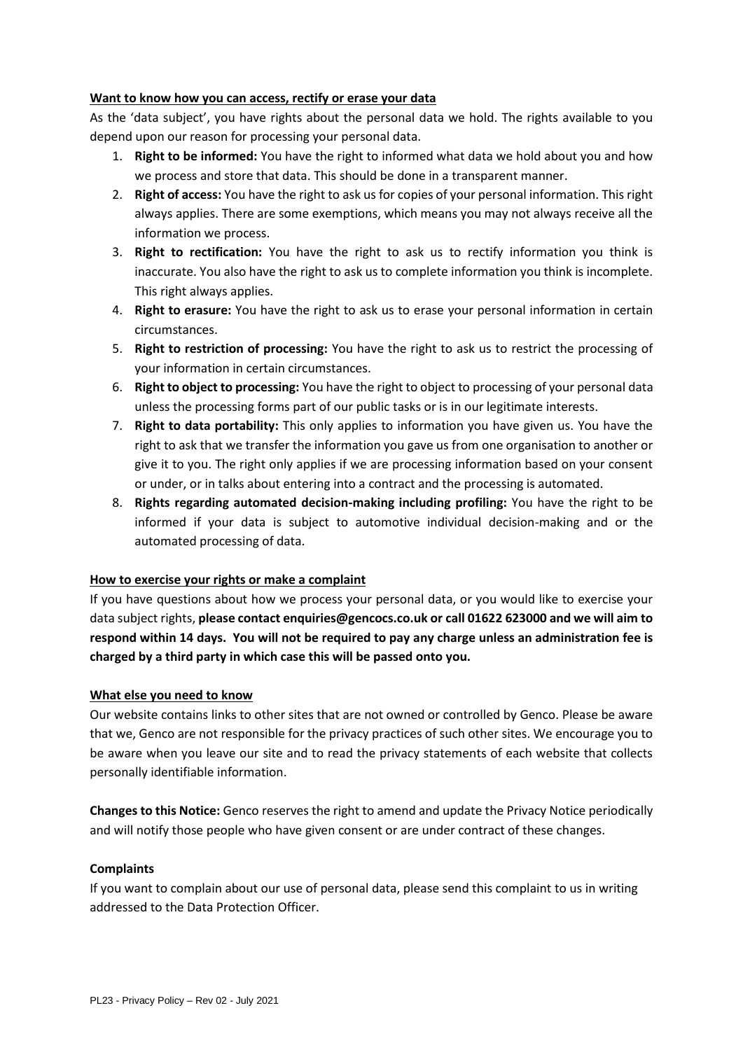**Want to know how you can access, rectify or erase your data**

As the 'data subject', you have rights about the personal data we hold. The rights available to you depend upon our reason for processing your personal data.

1. **Right to be informed:** You have the right to informed what data we hold about you and how we process and store that data. This should be done in a transparent manner.
2. **Right of access:** You have the right to ask us for copies of your personal information. This right always applies. There are some exemptions, which means you may not always receive all the information we process.
3. **Right to rectification:** You have the right to ask us to rectify information you think is inaccurate. You also have the right to ask us to complete information you think is incomplete. This right always applies.
4. **Right to erasure:** You have the right to ask us to erase your personal information in certain circumstances.
5. **Right to restriction of processing:** You have the right to ask us to restrict the processing of your information in certain circumstances.
6. **Right to object to processing:** You have the right to object to processing of your personal data unless the processing forms part of our public tasks or is in our legitimate interests.
7. **Right to data portability:** This only applies to information you have given us. You have the right to ask that we transfer the information you gave us from one organisation to another or give it to you. The right only applies if we are processing information based on your consent or under, or in talks about entering into a contract and the processing is automated.
8. **Rights regarding automated decision-making including profiling:** You have the right to be informed if your data is subject to automotive individual decision-making and or the automated processing of data.

**How to exercise your rights or make a complaint**

If you have questions about how we process your personal data, or you would like to exercise your data subject rights, **please contact enquiries@gencocs.co.uk or call 01622 623000 and we will aim to respond within 14 days. You will not be required to pay any charge unless an administration fee is charged by a third party in which case this will be passed onto you.**

**What else you need to know**

Our website contains links to other sites that are not owned or controlled by Genco. Please be aware that we, Genco are not responsible for the privacy practices of such other sites. We encourage you to be aware when you leave our site and to read the privacy statements of each website that collects personally identifiable information.

**Changes to this Notice:** Genco reserves the right to amend and update the Privacy Notice periodically and will notify those people who have given consent or are under contract of these changes.

**Complaints**

If you want to complain about our use of personal data, please send this complaint to us in writing addressed to the Data Protection Officer.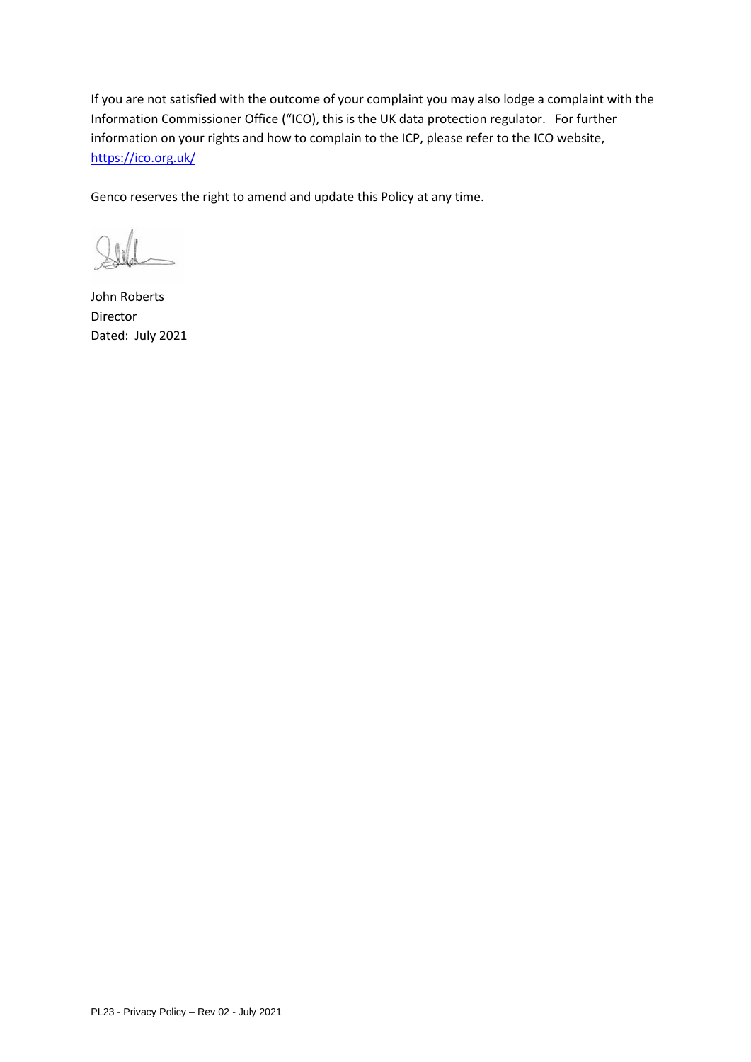If you are not satisfied with the outcome of your complaint you may also lodge a complaint with the Information Commissioner Office ("ICO), this is the UK data protection regulator. For further information on your rights and how to complain to the ICP, please refer to the ICO website, [https://ico.org.uk/](https://ico.org.uk/)

Genco reserves the right to amend and update this Policy at any time.

John Roberts
Director
Dated: July 2021